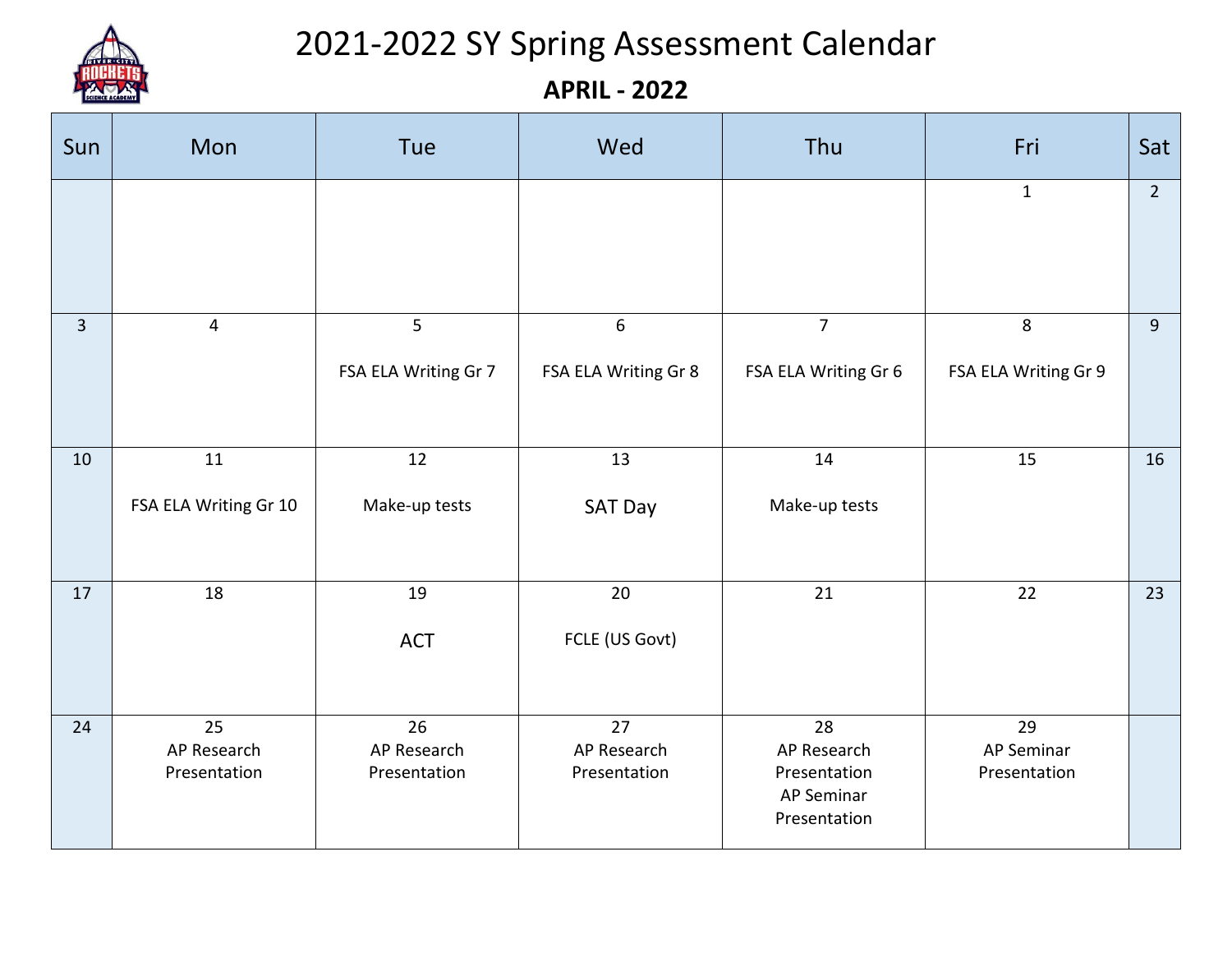# 2021-2022 SY Spring Assessment Calendar

## APRIL - 2022

| Sun | Mon | Tue | Wed | Thu | Fri | Sat |
|---|---|---|---|---|---|---|
| | | | | | 1 | 2 |
| 3 | 4 | 5<br>FSA ELA Writing Gr 7 | 6<br>FSA ELA Writing Gr 8 | 7<br>FSA ELA Writing Gr 6 | 8<br>FSA ELA Writing Gr 9 | 9 |
| 10 | 11<br>FSA ELA Writing Gr 10 | 12<br>Make-up tests | 13<br>SAT Day | 14<br>Make-up tests | 15 | 16 |
| 17 | 18 | 19<br>ACT | 20<br>FCLE (US Govt) | 21 | 22 | 23 |
| 24 | 25<br>AP Research Presentation | 26<br>AP Research Presentation | 27<br>AP Research Presentation | 28<br>AP Research Presentation<br>AP Seminar Presentation | 29<br>AP Seminar Presentation | |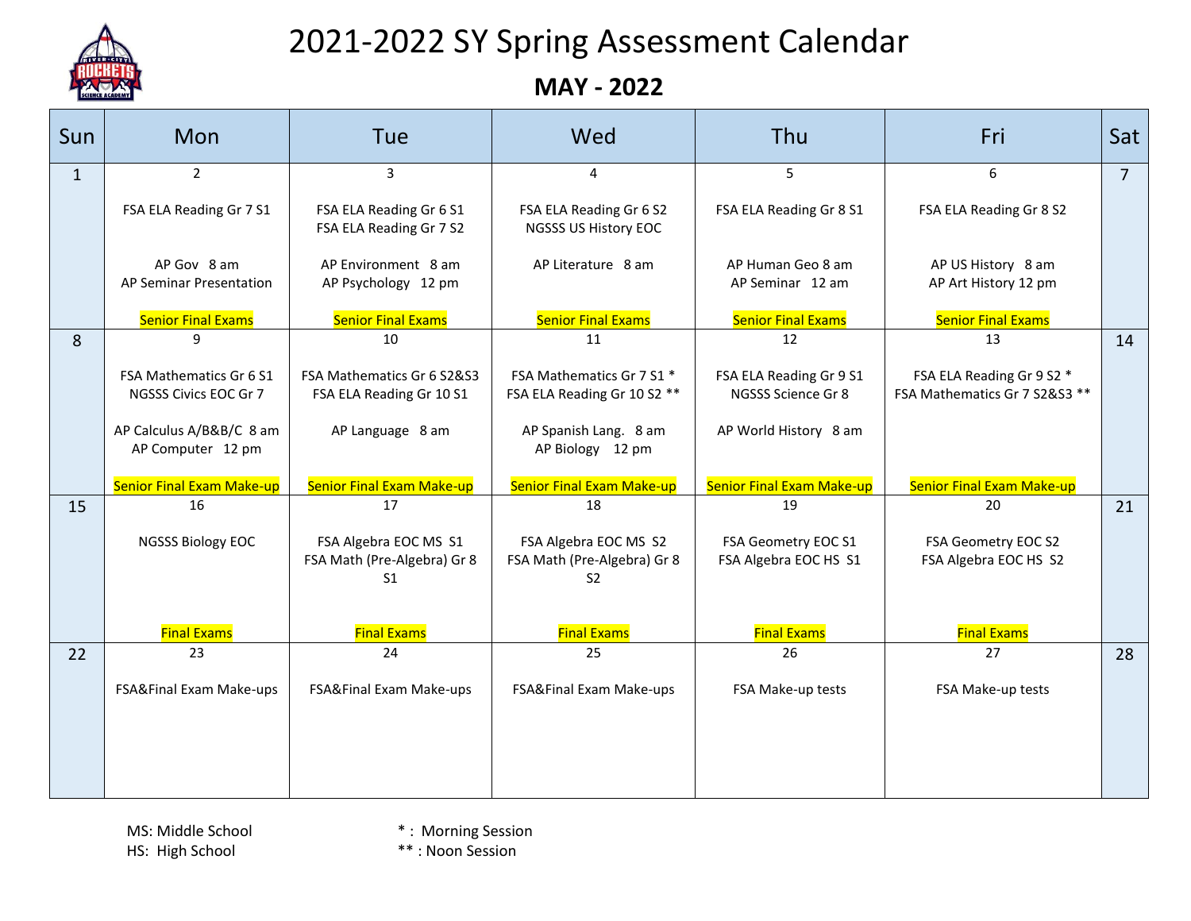# 2021-2022 SY Spring Assessment Calendar

## MAY - 2022

| Sun | Mon | Tue | Wed | Thu | Fri | Sat |
|---|---|---|---|---|---|---|
| 1 | 2<br><br>FSA ELA Reading Gr 7 S1<br><br>AP Gov 8 am<br>AP Seminar Presentation<br><br>Senior Final Exams | 3<br><br>FSA ELA Reading Gr 6 S1<br>FSA ELA Reading Gr 7 S2<br><br>AP Environment 8 am<br>AP Psychology 12 pm<br><br>Senior Final Exams | 4<br><br>FSA ELA Reading Gr 6 S2<br>NGSSS US History EOC<br><br>AP Literature 8 am<br><br>Senior Final Exams | 5<br><br>FSA ELA Reading Gr 8 S1<br><br>AP Human Geo 8 am<br>AP Seminar 12 am<br><br>Senior Final Exams | 6<br><br>FSA ELA Reading Gr 8 S2<br><br>AP US History 8 am<br>AP Art History 12 pm<br><br>Senior Final Exams | 7 |
| 8 | 9<br><br>FSA Mathematics Gr 6 S1<br>NGSSS Civics EOC Gr 7<br><br>AP Calculus A/B&B/C 8 am<br>AP Computer 12 pm<br><br>Senior Final Exam Make-up | 10<br><br>FSA Mathematics Gr 6 S2&S3<br>FSA ELA Reading Gr 10 S1<br><br>AP Language 8 am<br><br>Senior Final Exam Make-up | 11<br><br>FSA Mathematics Gr 7 S1 *<br>FSA ELA Reading Gr 10 S2 **<br><br>AP Spanish Lang. 8 am<br>AP Biology 12 pm<br><br>Senior Final Exam Make-up | 12<br><br>FSA ELA Reading Gr 9 S1<br>NGSSS Science Gr 8<br><br>AP World History 8 am<br><br>Senior Final Exam Make-up | 13<br><br>FSA ELA Reading Gr 9 S2 *<br>FSA Mathematics Gr 7 S2&S3 **<br><br>Senior Final Exam Make-up | 14 |
| 15 | 16<br><br>NGSSS Biology EOC<br><br>Final Exams | 17<br><br>FSA Algebra EOC MS S1<br>FSA Math (Pre-Algebra) Gr 8 S1<br><br>Final Exams | 18<br><br>FSA Algebra EOC MS S2<br>FSA Math (Pre-Algebra) Gr 8 S2<br><br>Final Exams | 19<br><br>FSA Geometry EOC S1<br>FSA Algebra EOC HS S1<br><br>Final Exams | 20<br><br>FSA Geometry EOC S2<br>FSA Algebra EOC HS S2<br><br>Final Exams | 21 |
| 22 | 23<br><br>FSA&Final Exam Make-ups | 24<br><br>FSA&Final Exam Make-ups | 25<br><br>FSA&Final Exam Make-ups | 26<br><br>FSA Make-up tests | 27<br><br>FSA Make-up tests | 28 |

MS: Middle School
HS: High School

* : Morning Session
** : Noon Session